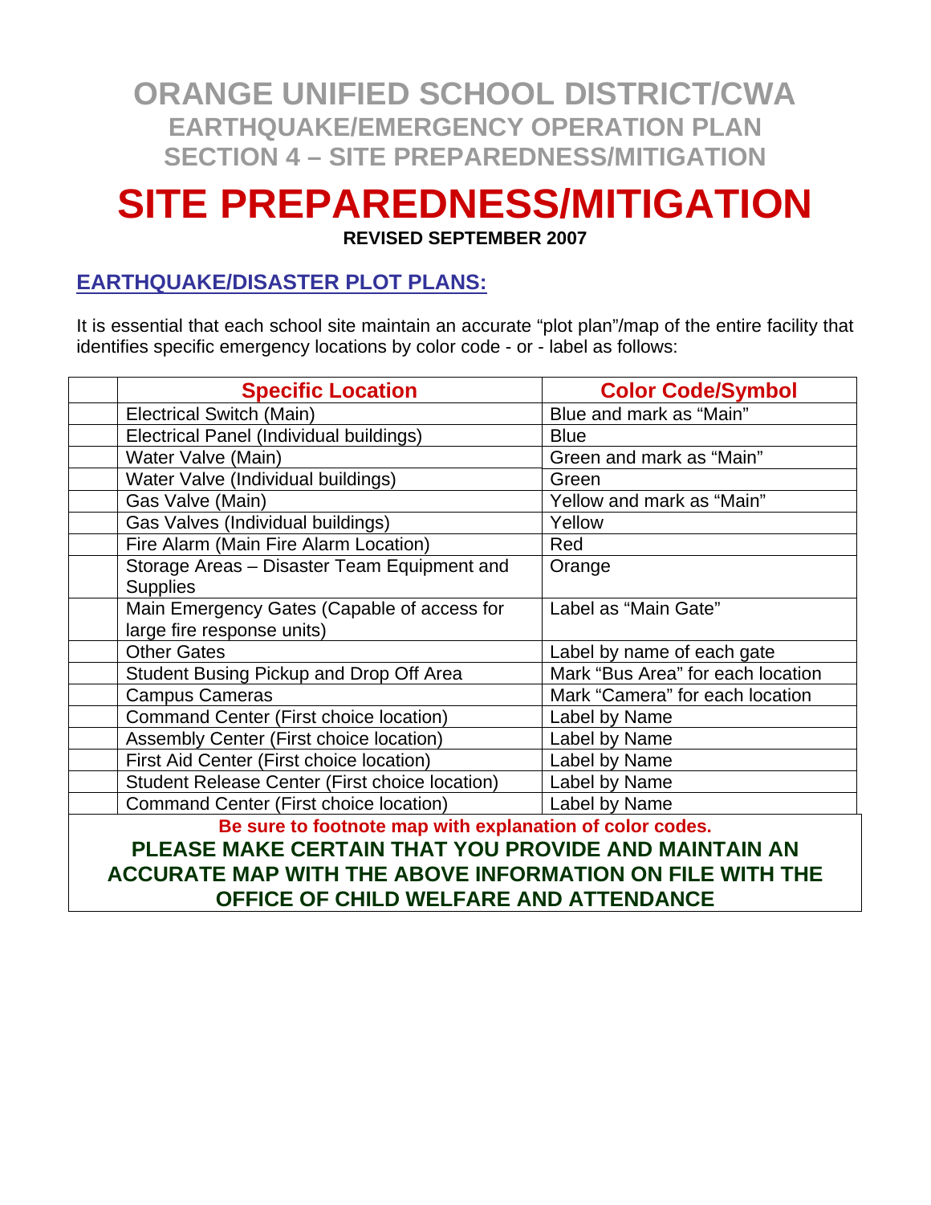# ORANGE UNIFIED SCHOOL DISTRICT/CWA
## EARTHQUAKE/EMERGENCY OPERATION PLAN
## SECTION 4 – SITE PREPAREDNESS/MITIGATION

# SITE PREPAREDNESS/MITIGATION

**REVISED SEPTEMBER 2007**

## EARTHQUAKE/DISASTER PLOT PLANS:

It is essential that each school site maintain an accurate "plot plan"/map of the entire facility that identifies specific emergency locations by color code - or - label as follows:

| | Specific Location | Color Code/Symbol |
|---|---|---|
| | Electrical Switch (Main) | Blue and mark as "Main" |
| | Electrical Panel (Individual buildings) | Blue |
| | Water Valve (Main) | Green and mark as "Main" |
| | Water Valve (Individual buildings) | Green |
| | Gas Valve (Main) | Yellow and mark as "Main" |
| | Gas Valves (Individual buildings) | Yellow |
| | Fire Alarm (Main Fire Alarm Location) | Red |
| | Storage Areas – Disaster Team Equipment and Supplies | Orange |
| | Main Emergency Gates (Capable of access for large fire response units) | Label as "Main Gate" |
| | Other Gates | Label by name of each gate |
| | Student Busing Pickup and Drop Off Area | Mark "Bus Area" for each location |
| | Campus Cameras | Mark "Camera" for each location |
| | Command Center (First choice location) | Label by Name |
| | Assembly Center (First choice location) | Label by Name |
| | First Aid Center (First choice location) | Label by Name |
| | Student Release Center (First choice location) | Label by Name |
| | Command Center (First choice location) | Label by Name |

**Be sure to footnote map with explanation of color codes.**

**PLEASE MAKE CERTAIN THAT YOU PROVIDE AND MAINTAIN AN ACCURATE MAP WITH THE ABOVE INFORMATION ON FILE WITH THE OFFICE OF CHILD WELFARE AND ATTENDANCE**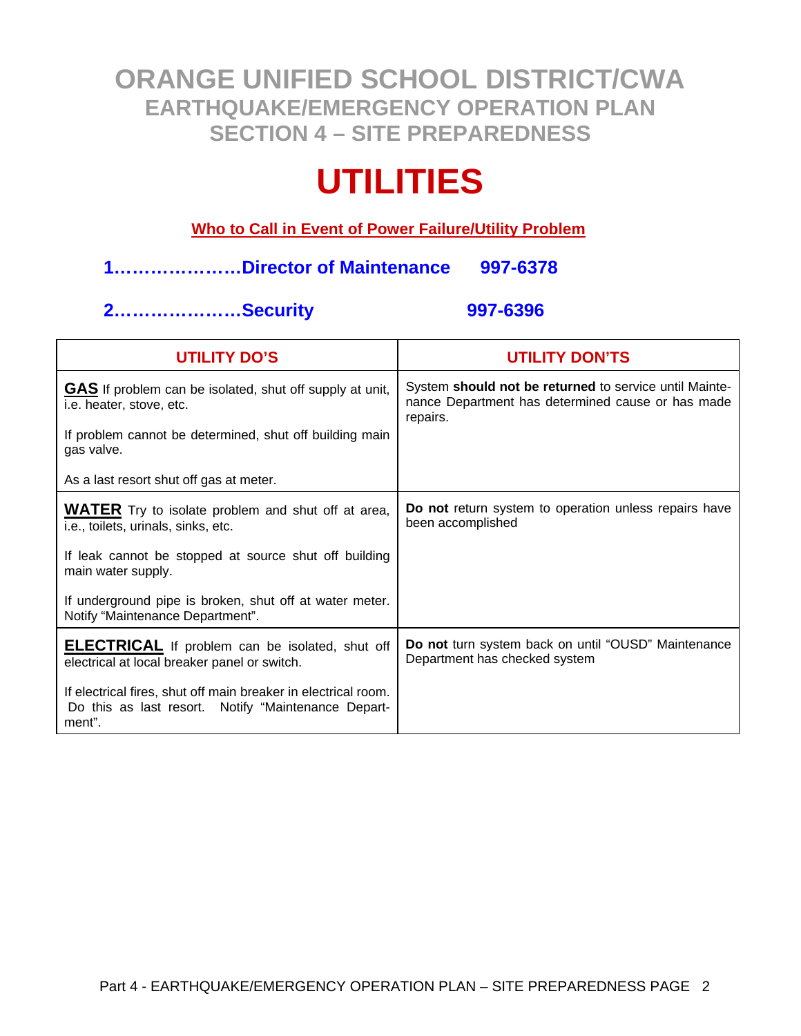# ORANGE UNIFIED SCHOOL DISTRICT/CWA
## EARTHQUAKE/EMERGENCY OPERATION PLAN
## SECTION 4 – SITE PREPAREDNESS

# UTILITIES

**Who to Call in Event of Power Failure/Utility Problem**

**1…………………Director of Maintenance 997-6378**

**2…………………Security 997-6396**

| UTILITY DO'S | UTILITY DON'TS |
|---|---|
| **GAS** If problem can be isolated, shut off supply at unit, i.e. heater, stove, etc.<br><br>If problem cannot be determined, shut off building main gas valve.<br><br>As a last resort shut off gas at meter. | System **should not be returned** to service until Maintenance Department has determined cause or has made repairs. |
| **WATER** Try to isolate problem and shut off at area, i.e., toilets, urinals, sinks, etc.<br><br>If leak cannot be stopped at source shut off building main water supply.<br><br>If underground pipe is broken, shut off at water meter. Notify "Maintenance Department". | **Do not** return system to operation unless repairs have been accomplished |
| **ELECTRICAL** If problem can be isolated, shut off electrical at local breaker panel or switch.<br><br>If electrical fires, shut off main breaker in electrical room. Do this as last resort. Notify "Maintenance Department". | **Do not** turn system back on until "OUSD" Maintenance Department has checked system |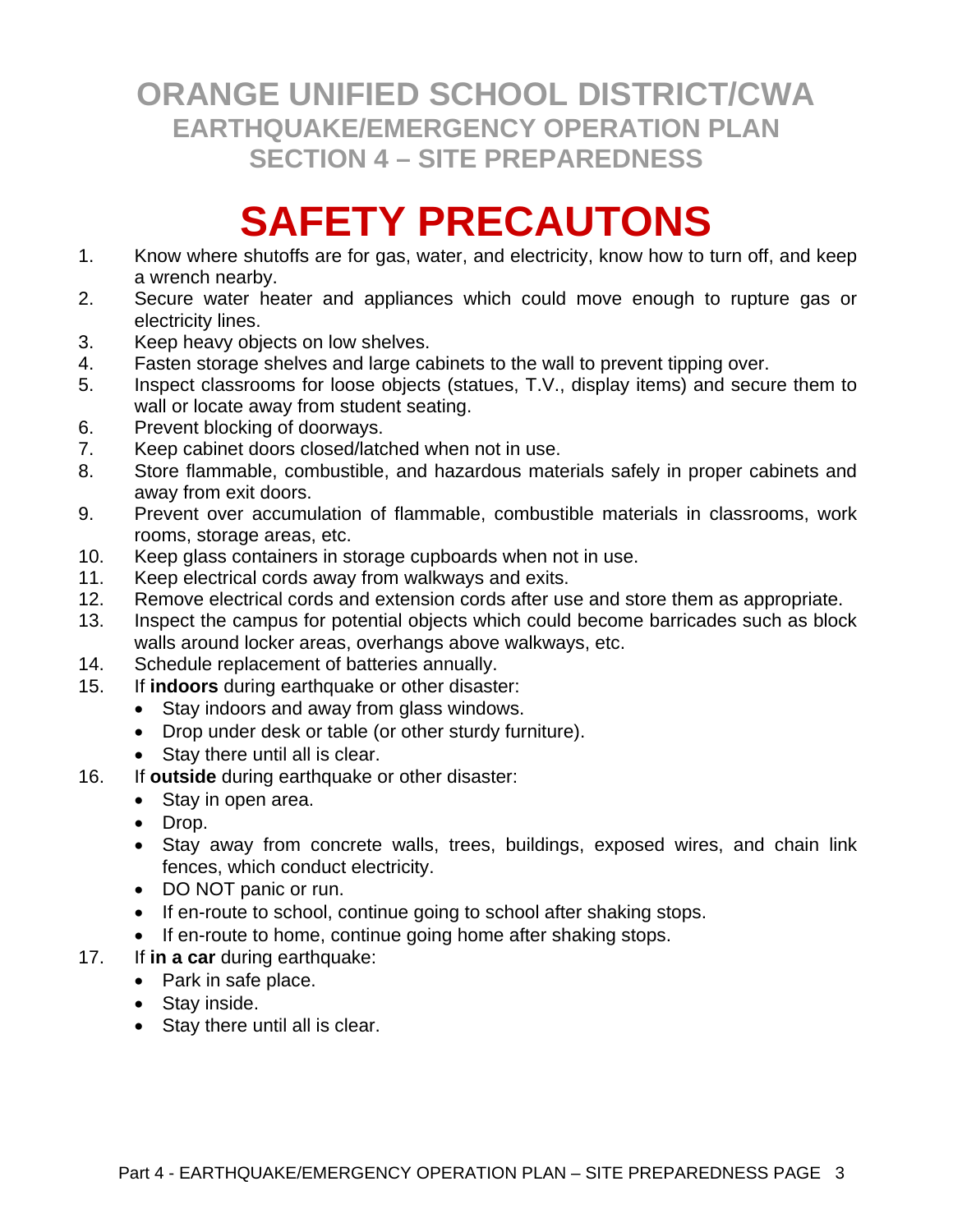# ORANGE UNIFIED SCHOOL DISTRICT/CWA
## EARTHQUAKE/EMERGENCY OPERATION PLAN
## SECTION 4 – SITE PREPAREDNESS

# SAFETY PRECAUTONS

1. Know where shutoffs are for gas, water, and electricity, know how to turn off, and keep a wrench nearby.
2. Secure water heater and appliances which could move enough to rupture gas or electricity lines.
3. Keep heavy objects on low shelves.
4. Fasten storage shelves and large cabinets to the wall to prevent tipping over.
5. Inspect classrooms for loose objects (statues, T.V., display items) and secure them to wall or locate away from student seating.
6. Prevent blocking of doorways.
7. Keep cabinet doors closed/latched when not in use.
8. Store flammable, combustible, and hazardous materials safely in proper cabinets and away from exit doors.
9. Prevent over accumulation of flammable, combustible materials in classrooms, work rooms, storage areas, etc.
10. Keep glass containers in storage cupboards when not in use.
11. Keep electrical cords away from walkways and exits.
12. Remove electrical cords and extension cords after use and store them as appropriate.
13. Inspect the campus for potential objects which could become barricades such as block walls around locker areas, overhangs above walkways, etc.
14. Schedule replacement of batteries annually.
15. If **indoors** during earthquake or other disaster:
    - Stay indoors and away from glass windows.
    - Drop under desk or table (or other sturdy furniture).
    - Stay there until all is clear.
16. If **outside** during earthquake or other disaster:
    - Stay in open area.
    - Drop.
    - Stay away from concrete walls, trees, buildings, exposed wires, and chain link fences, which conduct electricity.
    - DO NOT panic or run.
    - If en-route to school, continue going to school after shaking stops.
    - If en-route to home, continue going home after shaking stops.
17. If **in a car** during earthquake:
    - Park in safe place.
    - Stay inside.
    - Stay there until all is clear.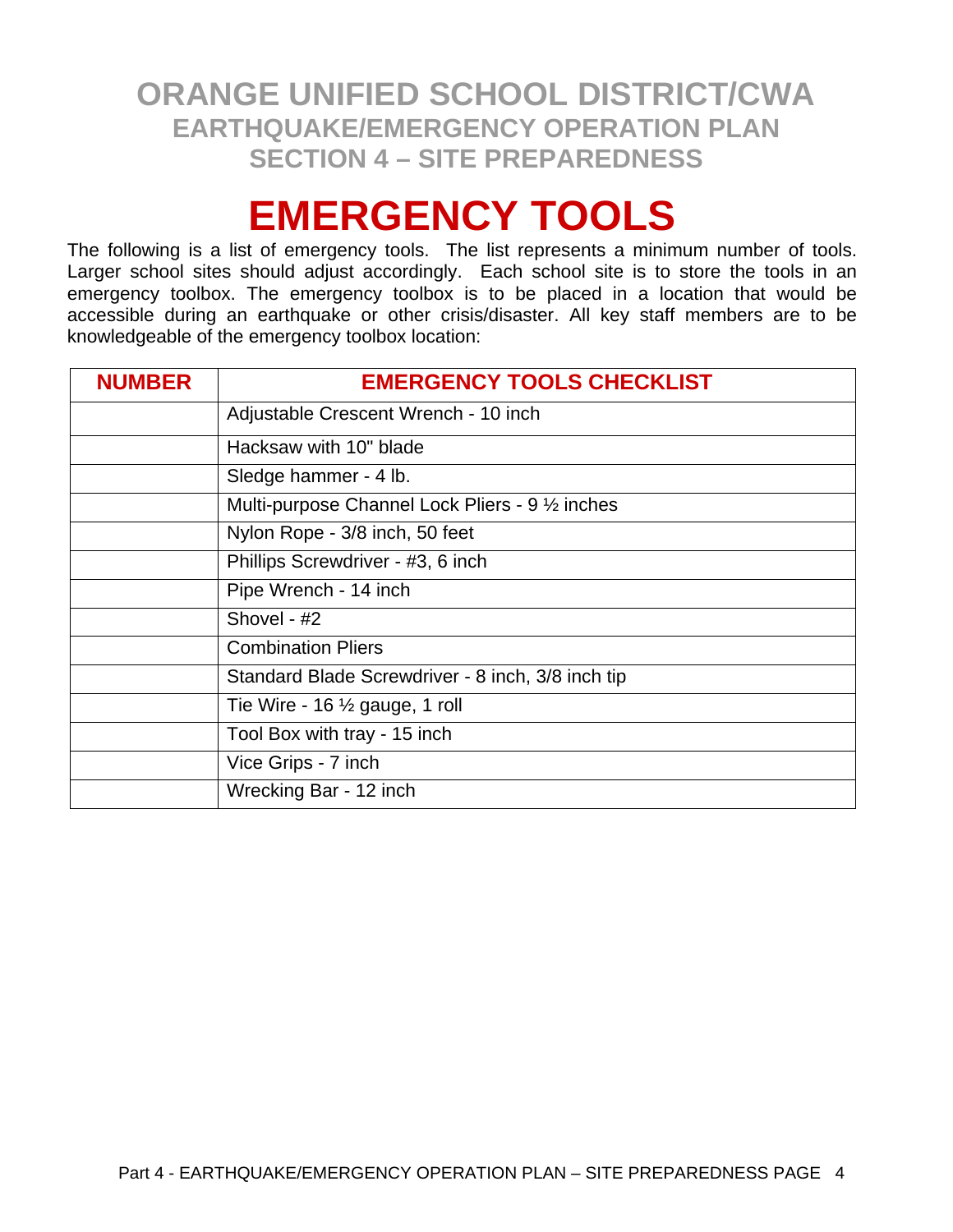# ORANGE UNIFIED SCHOOL DISTRICT/CWA
## EARTHQUAKE/EMERGENCY OPERATION PLAN
## SECTION 4 – SITE PREPAREDNESS

# EMERGENCY TOOLS

The following is a list of emergency tools. The list represents a minimum number of tools. Larger school sites should adjust accordingly. Each school site is to store the tools in an emergency toolbox. The emergency toolbox is to be placed in a location that would be accessible during an earthquake or other crisis/disaster. All key staff members are to be knowledgeable of the emergency toolbox location:

| NUMBER | EMERGENCY TOOLS CHECKLIST |
| --- | --- |
| | Adjustable Crescent Wrench - 10 inch |
| | Hacksaw with 10" blade |
| | Sledge hammer - 4 lb. |
| | Multi-purpose Channel Lock Pliers - 9 ½ inches |
| | Nylon Rope - 3/8 inch, 50 feet |
| | Phillips Screwdriver - #3, 6 inch |
| | Pipe Wrench - 14 inch |
| | Shovel - #2 |
| | Combination Pliers |
| | Standard Blade Screwdriver - 8 inch, 3/8 inch tip |
| | Tie Wire - 16 ½ gauge, 1 roll |
| | Tool Box with tray - 15 inch |
| | Vice Grips - 7 inch |
| | Wrecking Bar - 12 inch |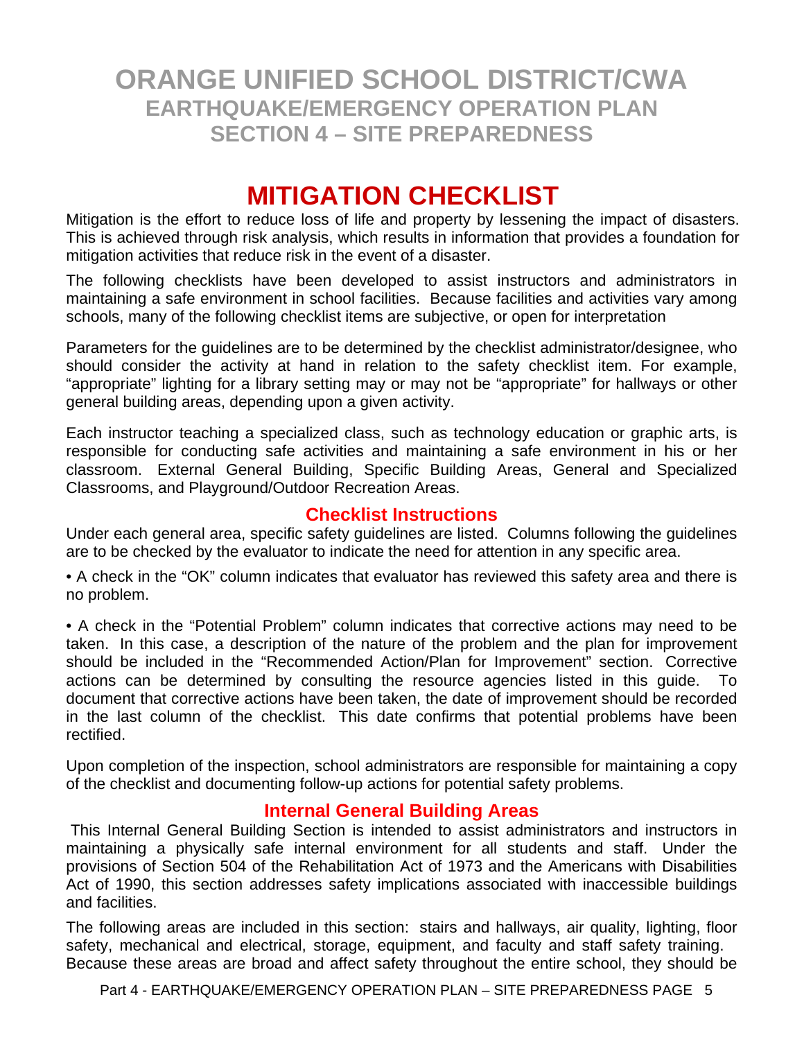# ORANGE UNIFIED SCHOOL DISTRICT/CWA
## EARTHQUAKE/EMERGENCY OPERATION PLAN
## SECTION 4 – SITE PREPAREDNESS

# MITIGATION CHECKLIST

Mitigation is the effort to reduce loss of life and property by lessening the impact of disasters. This is achieved through risk analysis, which results in information that provides a foundation for mitigation activities that reduce risk in the event of a disaster.

The following checklists have been developed to assist instructors and administrators in maintaining a safe environment in school facilities. Because facilities and activities vary among schools, many of the following checklist items are subjective, or open for interpretation

Parameters for the guidelines are to be determined by the checklist administrator/designee, who should consider the activity at hand in relation to the safety checklist item. For example, "appropriate" lighting for a library setting may or may not be "appropriate" for hallways or other general building areas, depending upon a given activity.

Each instructor teaching a specialized class, such as technology education or graphic arts, is responsible for conducting safe activities and maintaining a safe environment in his or her classroom. External General Building, Specific Building Areas, General and Specialized Classrooms, and Playground/Outdoor Recreation Areas.

## Checklist Instructions

Under each general area, specific safety guidelines are listed. Columns following the guidelines are to be checked by the evaluator to indicate the need for attention in any specific area.

• A check in the "OK" column indicates that evaluator has reviewed this safety area and there is no problem.

• A check in the "Potential Problem" column indicates that corrective actions may need to be taken. In this case, a description of the nature of the problem and the plan for improvement should be included in the "Recommended Action/Plan for Improvement" section. Corrective actions can be determined by consulting the resource agencies listed in this guide. To document that corrective actions have been taken, the date of improvement should be recorded in the last column of the checklist. This date confirms that potential problems have been rectified.

Upon completion of the inspection, school administrators are responsible for maintaining a copy of the checklist and documenting follow-up actions for potential safety problems.

## Internal General Building Areas

This Internal General Building Section is intended to assist administrators and instructors in maintaining a physically safe internal environment for all students and staff. Under the provisions of Section 504 of the Rehabilitation Act of 1973 and the Americans with Disabilities Act of 1990, this section addresses safety implications associated with inaccessible buildings and facilities.

The following areas are included in this section: stairs and hallways, air quality, lighting, floor safety, mechanical and electrical, storage, equipment, and faculty and staff safety training. Because these areas are broad and affect safety throughout the entire school, they should be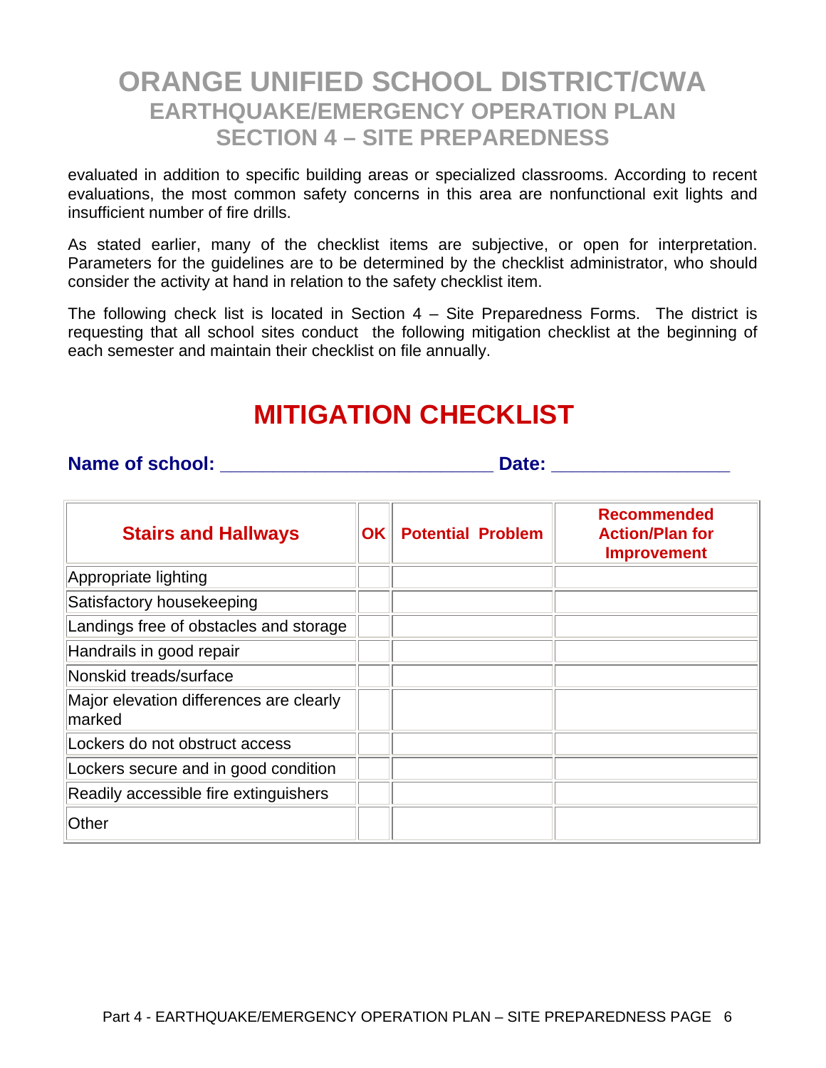evaluated in addition to specific building areas or specialized classrooms. According to recent evaluations, the most common safety concerns in this area are nonfunctional exit lights and insufficient number of fire drills.

As stated earlier, many of the checklist items are subjective, or open for interpretation. Parameters for the guidelines are to be determined by the checklist administrator, who should consider the activity at hand in relation to the safety checklist item.

The following check list is located in Section 4 – Site Preparedness Forms. The district is requesting that all school sites conduct the following mitigation checklist at the beginning of each semester and maintain their checklist on file annually.

# MITIGATION CHECKLIST

**Name of school: _________________________ Date: ________________**

| Stairs and Hallways | OK | Potential Problem | Recommended Action/Plan for Improvement |
|---|---|---|---|
| Appropriate lighting | | | |
| Satisfactory housekeeping | | | |
| Landings free of obstacles and storage | | | |
| Handrails in good repair | | | |
| Nonskid treads/surface | | | |
| Major elevation differences are clearly marked | | | |
| Lockers do not obstruct access | | | |
| Lockers secure and in good condition | | | |
| Readily accessible fire extinguishers | | | |
| Other | | | |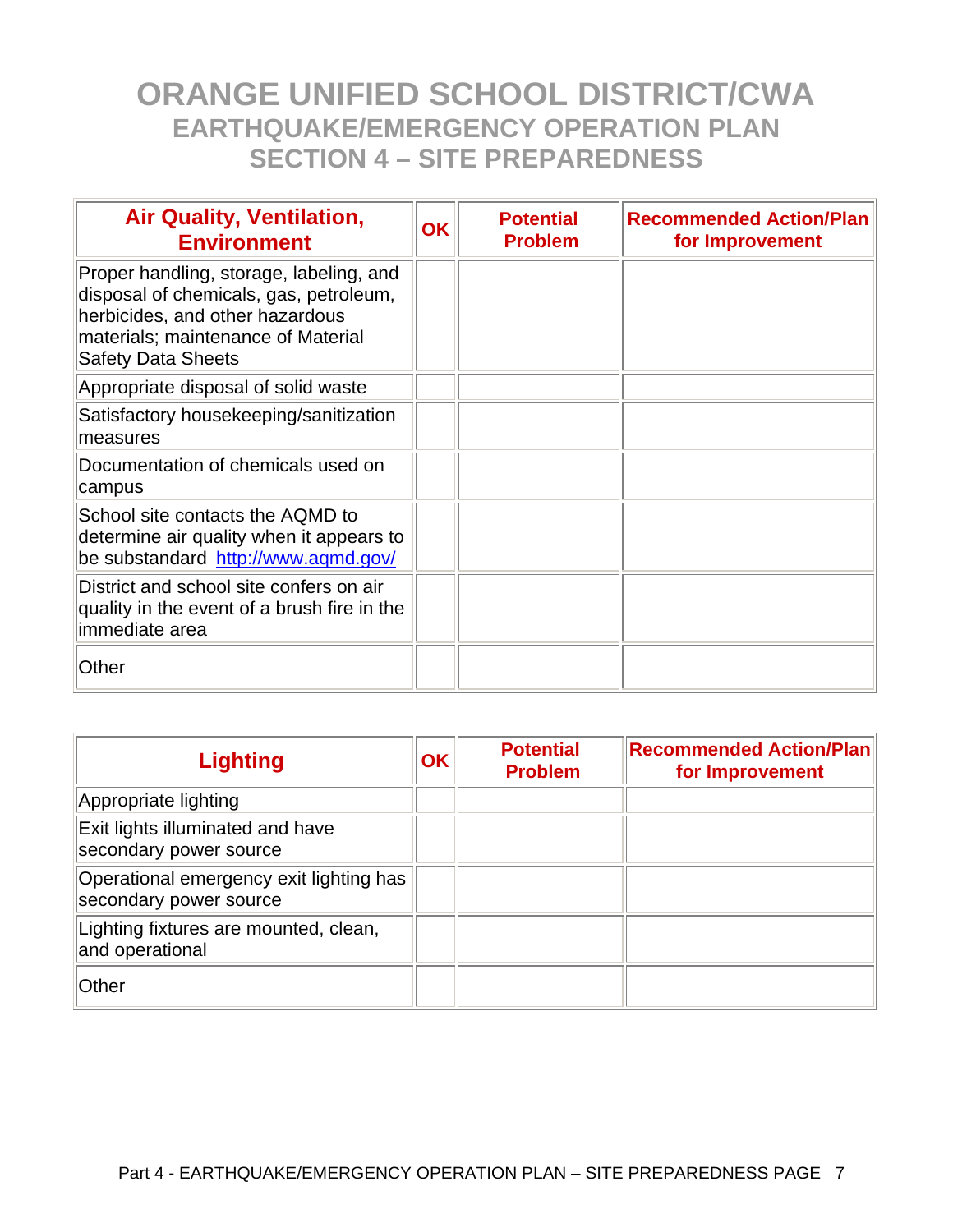# ORANGE UNIFIED SCHOOL DISTRICT/CWA
## EARTHQUAKE/EMERGENCY OPERATION PLAN
## SECTION 4 – SITE PREPAREDNESS

| Air Quality, Ventilation, Environment | OK | Potential Problem | Recommended Action/Plan for Improvement |
|---|---|---|---|
| Proper handling, storage, labeling, and disposal of chemicals, gas, petroleum, herbicides, and other hazardous materials; maintenance of Material Safety Data Sheets | | | |
| Appropriate disposal of solid waste | | | |
| Satisfactory housekeeping/sanitization measures | | | |
| Documentation of chemicals used on campus | | | |
| School site contacts the AQMD to determine air quality when it appears to be substandard http://www.aqmd.gov/ | | | |
| District and school site confers on air quality in the event of a brush fire in the immediate area | | | |
| Other | | | |

| Lighting | OK | Potential Problem | Recommended Action/Plan for Improvement |
|---|---|---|---|
| Appropriate lighting | | | |
| Exit lights illuminated and have secondary power source | | | |
| Operational emergency exit lighting has secondary power source | | | |
| Lighting fixtures are mounted, clean, and operational | | | |
| Other | | | |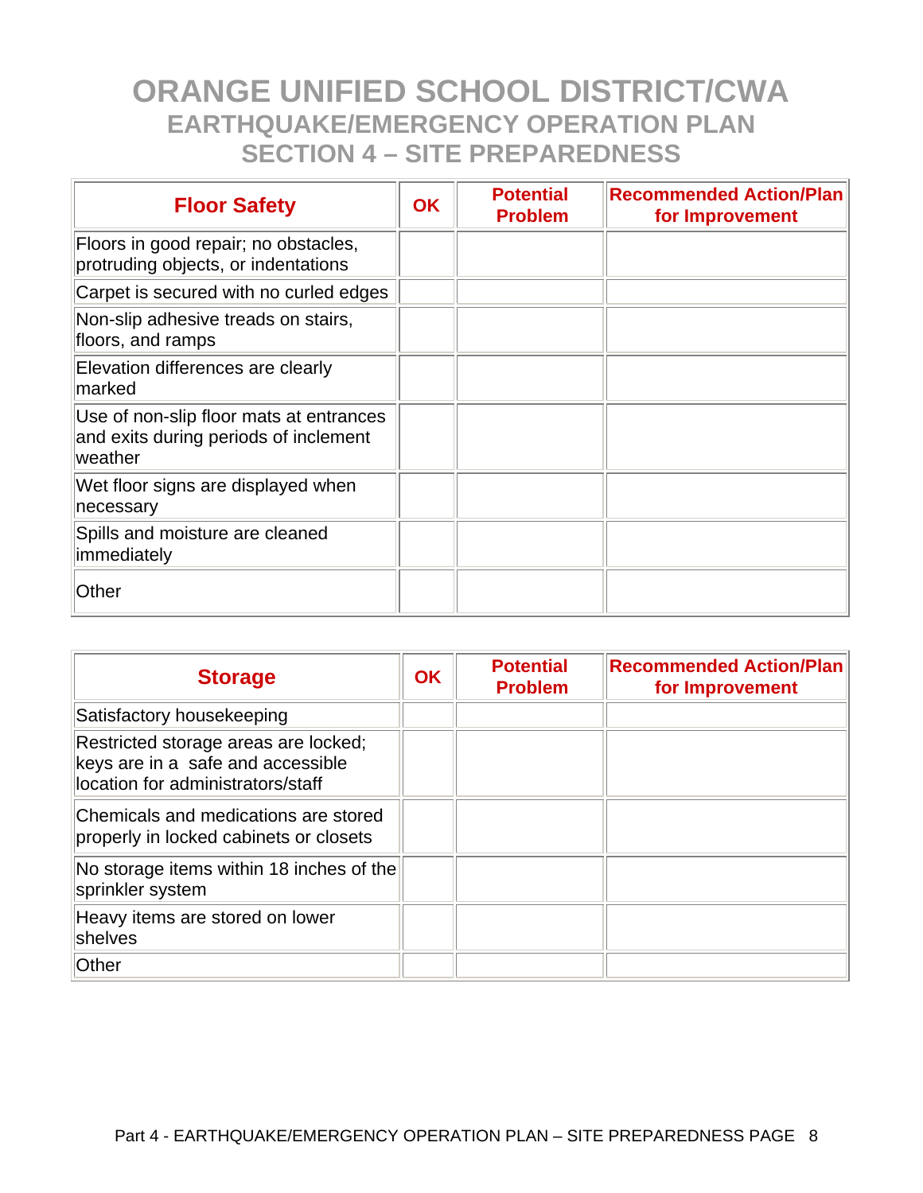# ORANGE UNIFIED SCHOOL DISTRICT/CWA
## EARTHQUAKE/EMERGENCY OPERATION PLAN
## SECTION 4 – SITE PREPAREDNESS

| Floor Safety | OK | Potential Problem | Recommended Action/Plan for Improvement |
|---|---|---|---|
| Floors in good repair; no obstacles, protruding objects, or indentations | | | |
| Carpet is secured with no curled edges | | | |
| Non-slip adhesive treads on stairs, floors, and ramps | | | |
| Elevation differences are clearly marked | | | |
| Use of non-slip floor mats at entrances and exits during periods of inclement weather | | | |
| Wet floor signs are displayed when necessary | | | |
| Spills and moisture are cleaned immediately | | | |
| Other | | | |

| Storage | OK | Potential Problem | Recommended Action/Plan for Improvement |
|---|---|---|---|
| Satisfactory housekeeping | | | |
| Restricted storage areas are locked; keys are in a safe and accessible location for administrators/staff | | | |
| Chemicals and medications are stored properly in locked cabinets or closets | | | |
| No storage items within 18 inches of the sprinkler system | | | |
| Heavy items are stored on lower shelves | | | |
| Other | | | |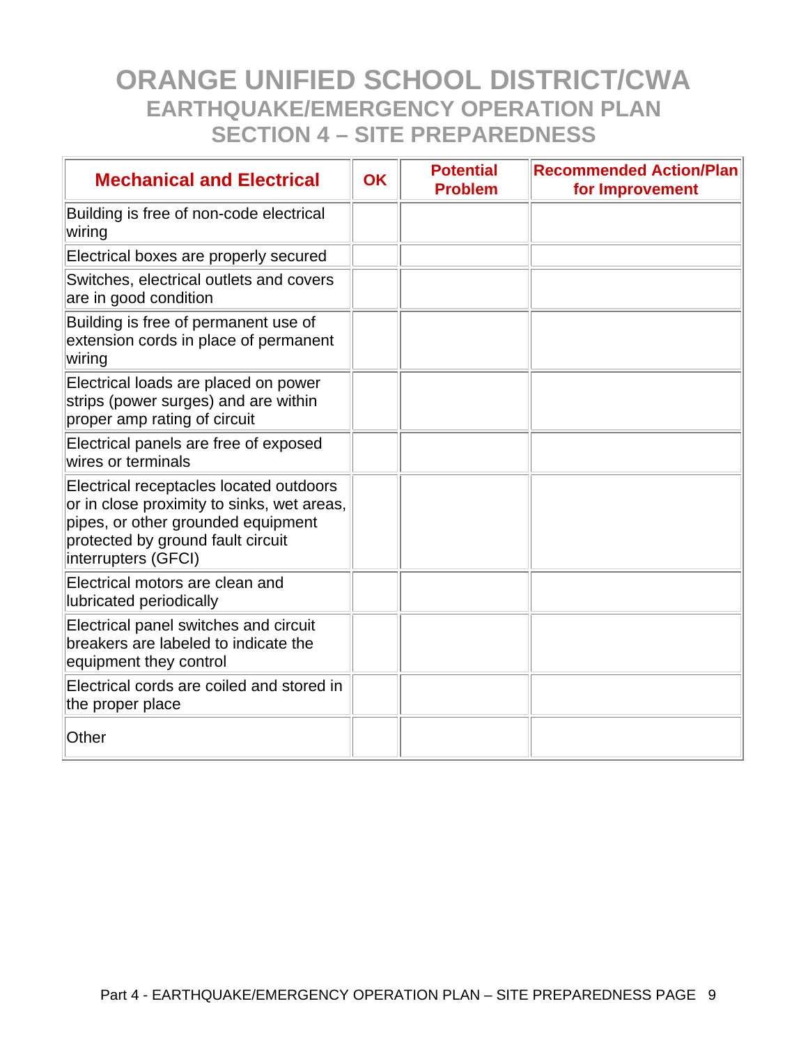# ORANGE UNIFIED SCHOOL DISTRICT/CWA
## EARTHQUAKE/EMERGENCY OPERATION PLAN
## SECTION 4 – SITE PREPAREDNESS

| Mechanical and Electrical | OK | Potential Problem | Recommended Action/Plan for Improvement |
|---|---|---|---|
| Building is free of non-code electrical wiring | | | |
| Electrical boxes are properly secured | | | |
| Switches, electrical outlets and covers are in good condition | | | |
| Building is free of permanent use of extension cords in place of permanent wiring | | | |
| Electrical loads are placed on power strips (power surges) and are within proper amp rating of circuit | | | |
| Electrical panels are free of exposed wires or terminals | | | |
| Electrical receptacles located outdoors or in close proximity to sinks, wet areas, pipes, or other grounded equipment protected by ground fault circuit interrupters (GFCI) | | | |
| Electrical motors are clean and lubricated periodically | | | |
| Electrical panel switches and circuit breakers are labeled to indicate the equipment they control | | | |
| Electrical cords are coiled and stored in the proper place | | | |
| Other | | | |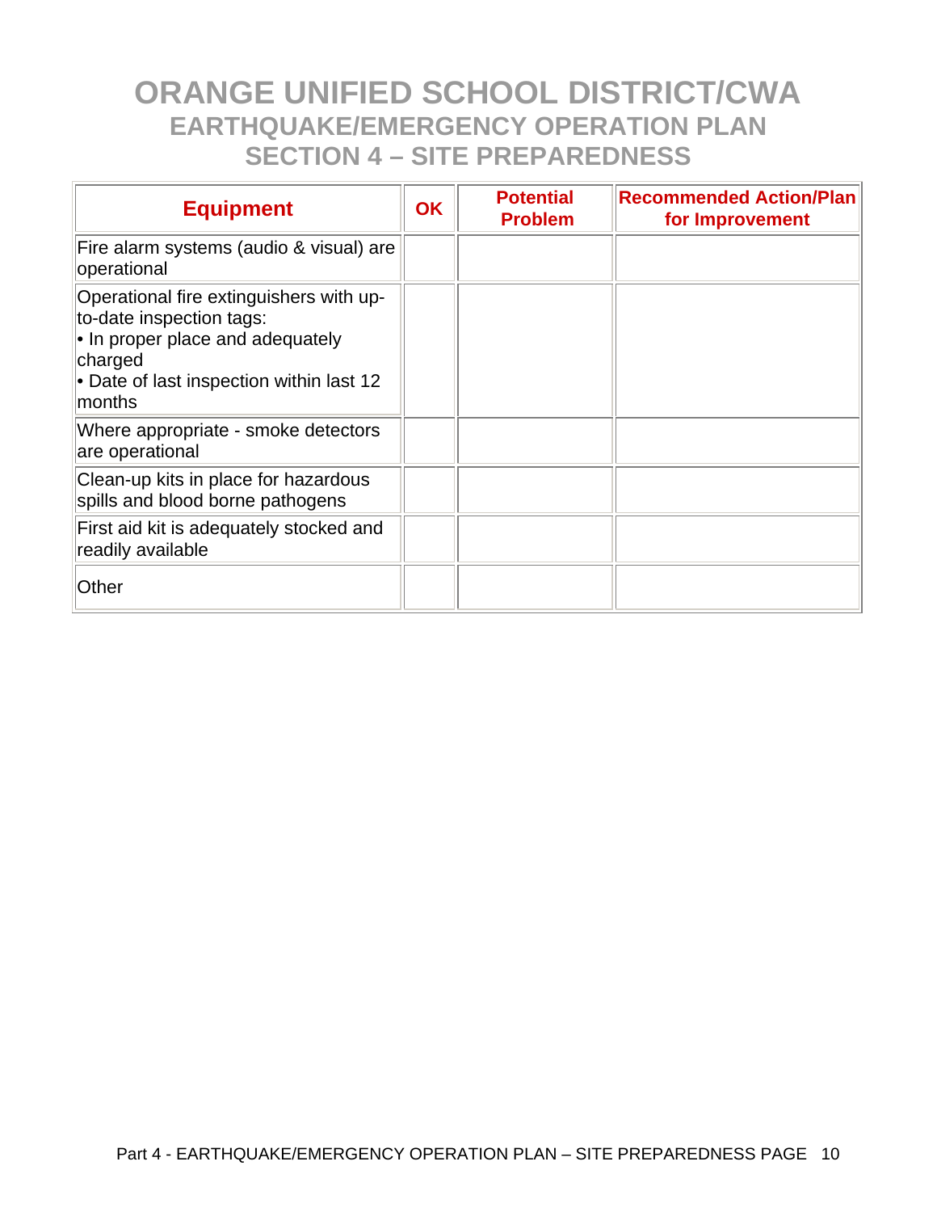# ORANGE UNIFIED SCHOOL DISTRICT/CWA
## EARTHQUAKE/EMERGENCY OPERATION PLAN
## SECTION 4 – SITE PREPAREDNESS

| Equipment | OK | Potential Problem | Recommended Action/Plan for Improvement |
|---|---|---|---|
| Fire alarm systems (audio & visual) are operational | | | |
| Operational fire extinguishers with up-to-date inspection tags:<br>• In proper place and adequately charged<br>• Date of last inspection within last 12 months | | | |
| Where appropriate - smoke detectors are operational | | | |
| Clean-up kits in place for hazardous spills and blood borne pathogens | | | |
| First aid kit is adequately stocked and readily available | | | |
| Other | | | |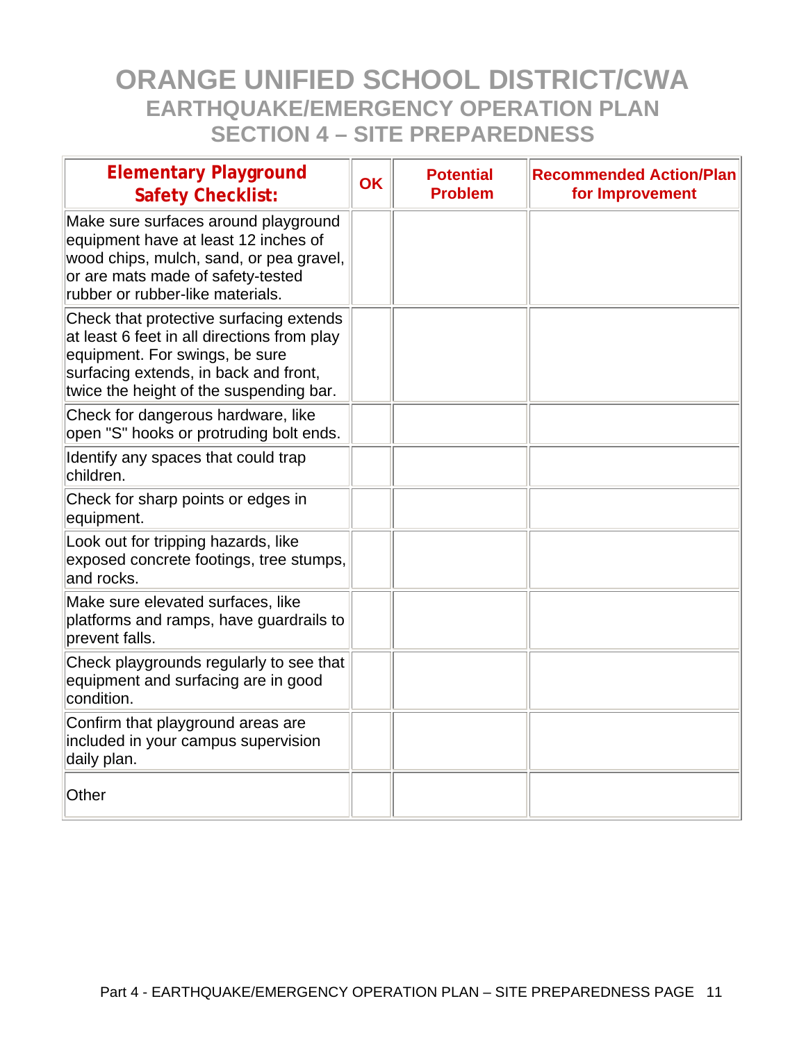# ORANGE UNIFIED SCHOOL DISTRICT/CWA
## EARTHQUAKE/EMERGENCY OPERATION PLAN
## SECTION 4 – SITE PREPAREDNESS

| **Elementary Playground Safety Checklist:** | **OK** | **Potential Problem** | **Recommended Action/Plan for Improvement** |
|---|---|---|---|
| Make sure surfaces around playground equipment have at least 12 inches of wood chips, mulch, sand, or pea gravel, or are mats made of safety-tested rubber or rubber-like materials. | | | |
| Check that protective surfacing extends at least 6 feet in all directions from play equipment. For swings, be sure surfacing extends, in back and front, twice the height of the suspending bar. | | | |
| Check for dangerous hardware, like open "S" hooks or protruding bolt ends. | | | |
| Identify any spaces that could trap children. | | | |
| Check for sharp points or edges in equipment. | | | |
| Look out for tripping hazards, like exposed concrete footings, tree stumps, and rocks. | | | |
| Make sure elevated surfaces, like platforms and ramps, have guardrails to prevent falls. | | | |
| Check playgrounds regularly to see that equipment and surfacing are in good condition. | | | |
| Confirm that playground areas are included in your campus supervision daily plan. | | | |
| Other | | | |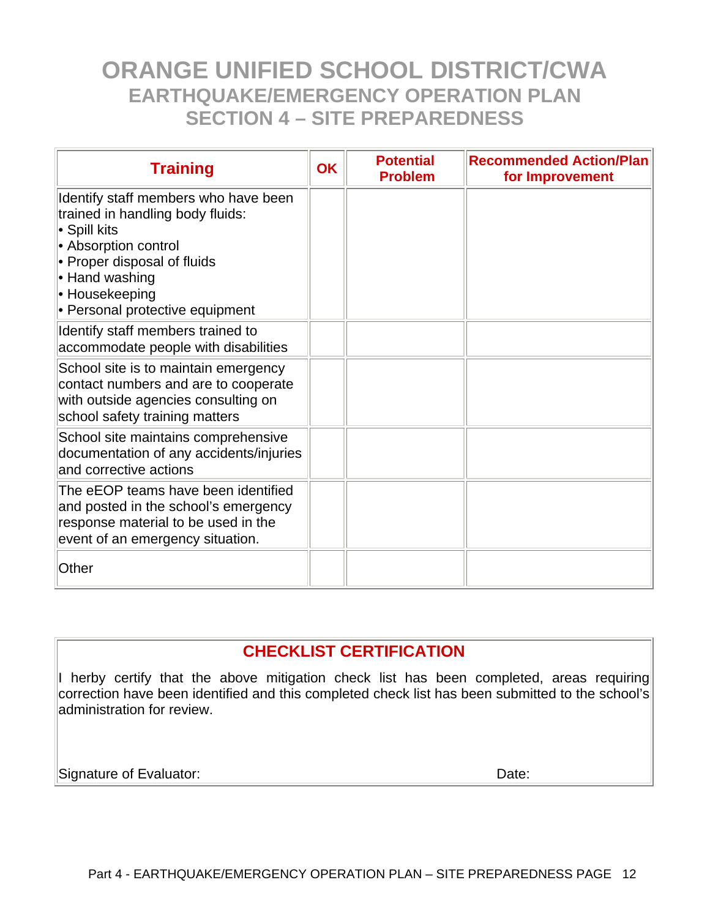# ORANGE UNIFIED SCHOOL DISTRICT/CWA
## EARTHQUAKE/EMERGENCY OPERATION PLAN
## SECTION 4 – SITE PREPAREDNESS

| Training | OK | Potential Problem | Recommended Action/Plan for Improvement |
|---|---|---|---|
| Identify staff members who have been trained in handling body fluids:<br>• Spill kits<br>• Absorption control<br>• Proper disposal of fluids<br>• Hand washing<br>• Housekeeping<br>• Personal protective equipment | | | |
| Identify staff members trained to accommodate people with disabilities | | | |
| School site is to maintain emergency contact numbers and are to cooperate with outside agencies consulting on school safety training matters | | | |
| School site maintains comprehensive documentation of any accidents/injuries and corrective actions | | | |
| The eEOP teams have been identified and posted in the school's emergency response material to be used in the event of an emergency situation. | | | |
| Other | | | |

### CHECKLIST CERTIFICATION

I herby certify that the above mitigation check list has been completed, areas requiring correction have been identified and this completed check list has been submitted to the school's administration for review.

Signature of Evaluator: Date: